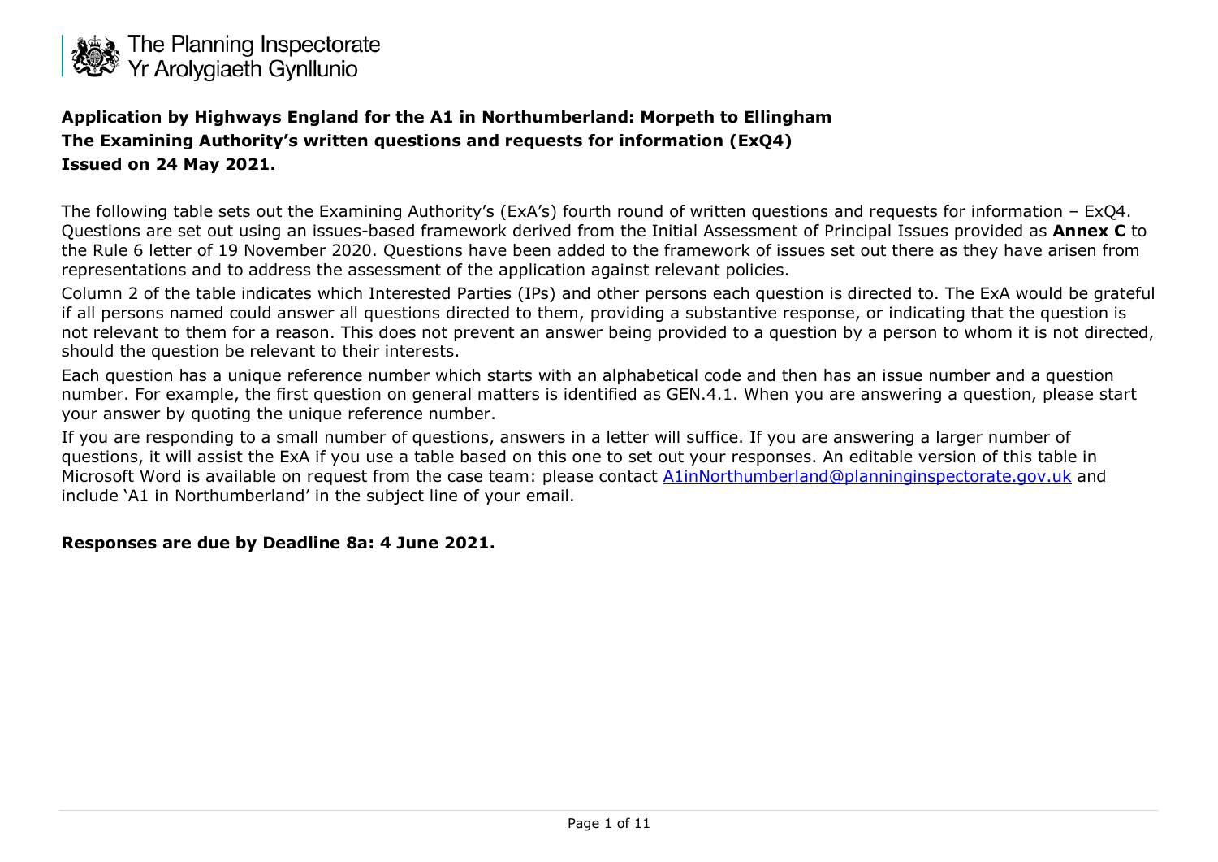The Planning Inspectorate
Yr Arolygiaeth Gynllunio

**Application by Highways England for the A1 in Northumberland: Morpeth to Ellingham**
**The Examining Authority's written questions and requests for information (ExQ4)**
**Issued on 24 May 2021.**

The following table sets out the Examining Authority's (ExA's) fourth round of written questions and requests for information – ExQ4. Questions are set out using an issues-based framework derived from the Initial Assessment of Principal Issues provided as **Annex C** to the Rule 6 letter of 19 November 2020. Questions have been added to the framework of issues set out there as they have arisen from representations and to address the assessment of the application against relevant policies.

Column 2 of the table indicates which Interested Parties (IPs) and other persons each question is directed to. The ExA would be grateful if all persons named could answer all questions directed to them, providing a substantive response, or indicating that the question is not relevant to them for a reason. This does not prevent an answer being provided to a question by a person to whom it is not directed, should the question be relevant to their interests.

Each question has a unique reference number which starts with an alphabetical code and then has an issue number and a question number. For example, the first question on general matters is identified as GEN.4.1. When you are answering a question, please start your answer by quoting the unique reference number.

If you are responding to a small number of questions, answers in a letter will suffice. If you are answering a larger number of questions, it will assist the ExA if you use a table based on this one to set out your responses. An editable version of this table in Microsoft Word is available on request from the case team: please contact A1inNorthumberland@planninginspectorate.gov.uk and include 'A1 in Northumberland' in the subject line of your email.

**Responses are due by Deadline 8a: 4 June 2021.**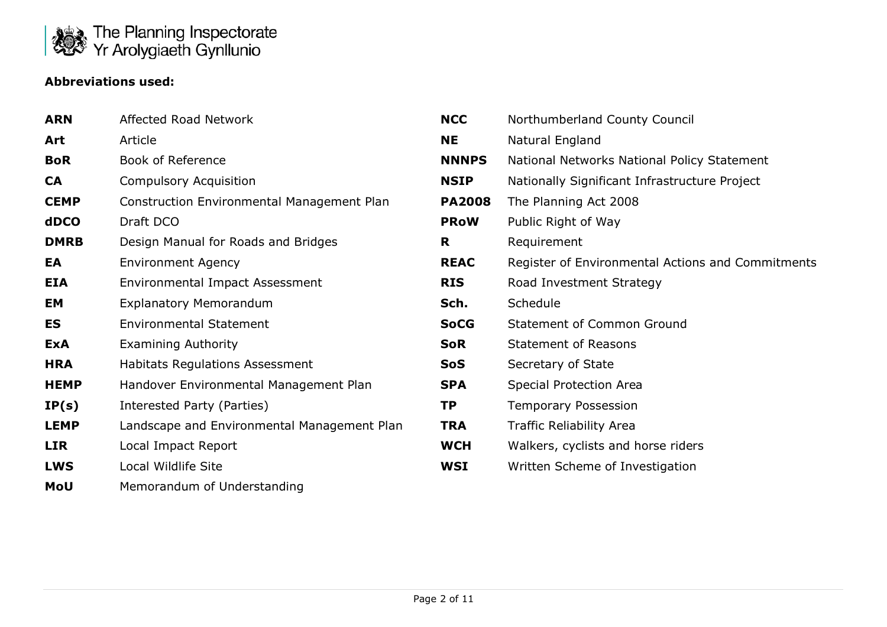**Abbreviations used:**

| | |
|---|---|
| **ARN** | Affected Road Network |
| **Art** | Article |
| **BoR** | Book of Reference |
| **CA** | Compulsory Acquisition |
| **CEMP** | Construction Environmental Management Plan |
| **dDCO** | Draft DCO |
| **DMRB** | Design Manual for Roads and Bridges |
| **EA** | Environment Agency |
| **EIA** | Environmental Impact Assessment |
| **EM** | Explanatory Memorandum |
| **ES** | Environmental Statement |
| **ExA** | Examining Authority |
| **HRA** | Habitats Regulations Assessment |
| **HEMP** | Handover Environmental Management Plan |
| **IP(s)** | Interested Party (Parties) |
| **LEMP** | Landscape and Environmental Management Plan |
| **LIR** | Local Impact Report |
| **LWS** | Local Wildlife Site |
| **MoU** | Memorandum of Understanding |
| **NCC** | Northumberland County Council |
| **NE** | Natural England |
| **NNNPS** | National Networks National Policy Statement |
| **NSIP** | Nationally Significant Infrastructure Project |
| **PA2008** | The Planning Act 2008 |
| **PRoW** | Public Right of Way |
| **R** | Requirement |
| **REAC** | Register of Environmental Actions and Commitments |
| **RIS** | Road Investment Strategy |
| **Sch.** | Schedule |
| **SoCG** | Statement of Common Ground |
| **SoR** | Statement of Reasons |
| **SoS** | Secretary of State |
| **SPA** | Special Protection Area |
| **TP** | Temporary Possession |
| **TRA** | Traffic Reliability Area |
| **WCH** | Walkers, cyclists and horse riders |
| **WSI** | Written Scheme of Investigation |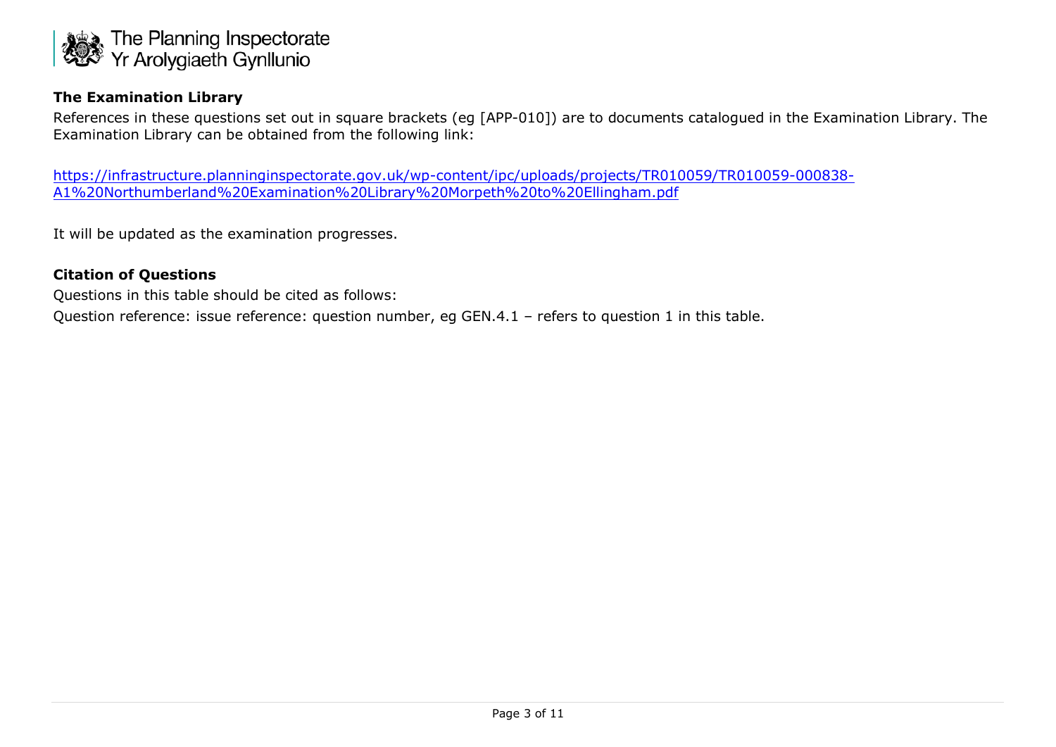**The Examination Library**

References in these questions set out in square brackets (eg [APP-010]) are to documents catalogued in the Examination Library. The Examination Library can be obtained from the following link:

https://infrastructure.planninginspectorate.gov.uk/wp-content/ipc/uploads/projects/TR010059/TR010059-000838-A1%20Northumberland%20Examination%20Library%20Morpeth%20to%20Ellingham.pdf

It will be updated as the examination progresses.

**Citation of Questions**

Questions in this table should be cited as follows:

Question reference: issue reference: question number, eg GEN.4.1 – refers to question 1 in this table.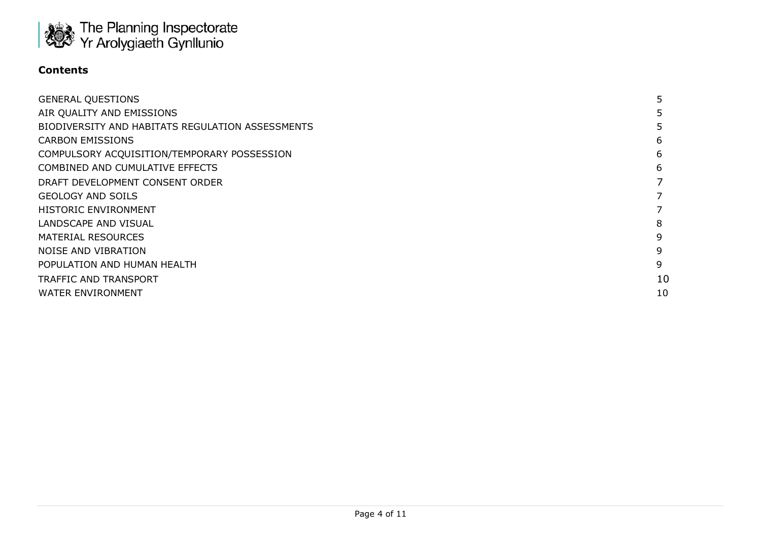**Contents**

| | |
|---|---|
| GENERAL QUESTIONS | 5 |
| AIR QUALITY AND EMISSIONS | 5 |
| BIODIVERSITY AND HABITATS REGULATION ASSESSMENTS | 5 |
| CARBON EMISSIONS | 6 |
| COMPULSORY ACQUISITION/TEMPORARY POSSESSION | 6 |
| COMBINED AND CUMULATIVE EFFECTS | 6 |
| DRAFT DEVELOPMENT CONSENT ORDER | 7 |
| GEOLOGY AND SOILS | 7 |
| HISTORIC ENVIRONMENT | 7 |
| LANDSCAPE AND VISUAL | 8 |
| MATERIAL RESOURCES | 9 |
| NOISE AND VIBRATION | 9 |
| POPULATION AND HUMAN HEALTH | 9 |
| TRAFFIC AND TRANSPORT | 10 |
| WATER ENVIRONMENT | 10 |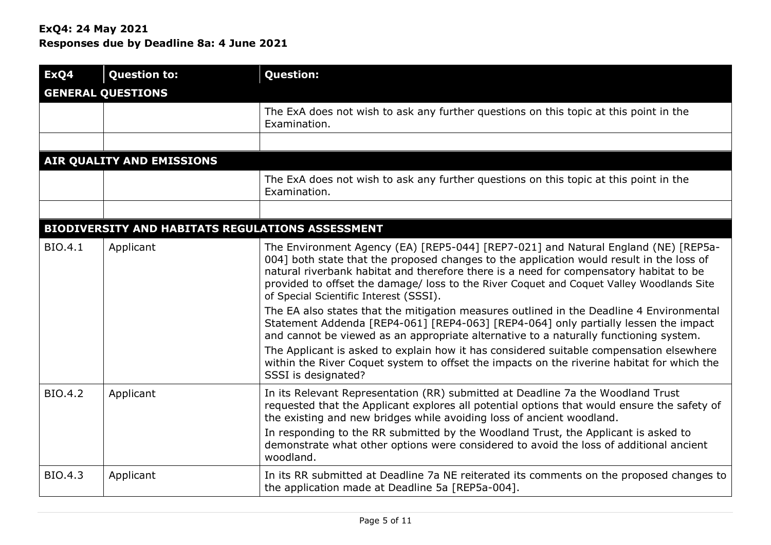**ExQ4: 24 May 2021**
**Responses due by Deadline 8a: 4 June 2021**

| ExQ4 | Question to: | Question: |
|---|---|---|
| **GENERAL QUESTIONS** | | |
| | | The ExA does not wish to ask any further questions on this topic at this point in the Examination. |
| | | |
| **AIR QUALITY AND EMISSIONS** | | |
| | | The ExA does not wish to ask any further questions on this topic at this point in the Examination. |
| | | |
| **BIODIVERSITY AND HABITATS REGULATIONS ASSESSMENT** | | |
| BIO.4.1 | Applicant | The Environment Agency (EA) [REP5-044] [REP7-021] and Natural England (NE) [REP5a-004] both state that the proposed changes to the application would result in the loss of natural riverbank habitat and therefore there is a need for compensatory habitat to be provided to offset the damage/ loss to the River Coquet and Coquet Valley Woodlands Site of Special Scientific Interest (SSSI).<br>The EA also states that the mitigation measures outlined in the Deadline 4 Environmental Statement Addenda [REP4-061] [REP4-063] [REP4-064] only partially lessen the impact and cannot be viewed as an appropriate alternative to a naturally functioning system.<br>The Applicant is asked to explain how it has considered suitable compensation elsewhere within the River Coquet system to offset the impacts on the riverine habitat for which the SSSI is designated? |
| BIO.4.2 | Applicant | In its Relevant Representation (RR) submitted at Deadline 7a the Woodland Trust requested that the Applicant explores all potential options that would ensure the safety of the existing and new bridges while avoiding loss of ancient woodland.<br>In responding to the RR submitted by the Woodland Trust, the Applicant is asked to demonstrate what other options were considered to avoid the loss of additional ancient woodland. |
| BIO.4.3 | Applicant | In its RR submitted at Deadline 7a NE reiterated its comments on the proposed changes to the application made at Deadline 5a [REP5a-004]. |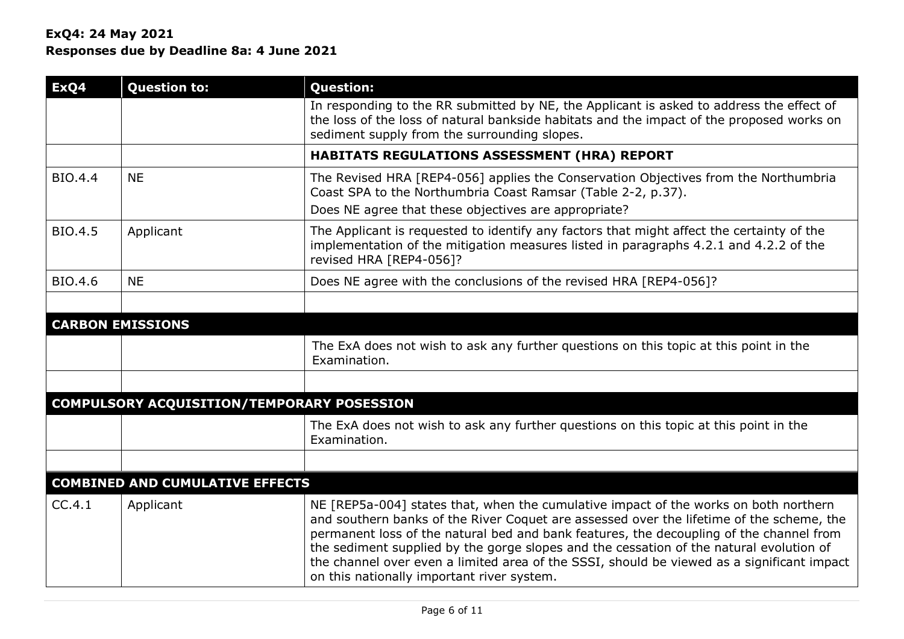**ExQ4: 24 May 2021**
**Responses due by Deadline 8a: 4 June 2021**

| ExQ4 | Question to: | Question: |
|---|---|---|
| | | In responding to the RR submitted by NE, the Applicant is asked to address the effect of the loss of the loss of natural bankside habitats and the impact of the proposed works on sediment supply from the surrounding slopes. |
| | | **HABITATS REGULATIONS ASSESSMENT (HRA) REPORT** |
| BIO.4.4 | NE | The Revised HRA [REP4-056] applies the Conservation Objectives from the Northumbria Coast SPA to the Northumbria Coast Ramsar (Table 2-2, p.37).<br>Does NE agree that these objectives are appropriate? |
| BIO.4.5 | Applicant | The Applicant is requested to identify any factors that might affect the certainty of the implementation of the mitigation measures listed in paragraphs 4.2.1 and 4.2.2 of the revised HRA [REP4-056]? |
| BIO.4.6 | NE | Does NE agree with the conclusions of the revised HRA [REP4-056]? |
| | | |
| **CARBON EMISSIONS** | | |
| | | The ExA does not wish to ask any further questions on this topic at this point in the Examination. |
| | | |
| **COMPULSORY ACQUISITION/TEMPORARY POSESSION** | | |
| | | The ExA does not wish to ask any further questions on this topic at this point in the Examination. |
| | | |
| **COMBINED AND CUMULATIVE EFFECTS** | | |
| CC.4.1 | Applicant | NE [REP5a-004] states that, when the cumulative impact of the works on both northern and southern banks of the River Coquet are assessed over the lifetime of the scheme, the permanent loss of the natural bed and bank features, the decoupling of the channel from the sediment supplied by the gorge slopes and the cessation of the natural evolution of the channel over even a limited area of the SSSI, should be viewed as a significant impact on this nationally important river system. |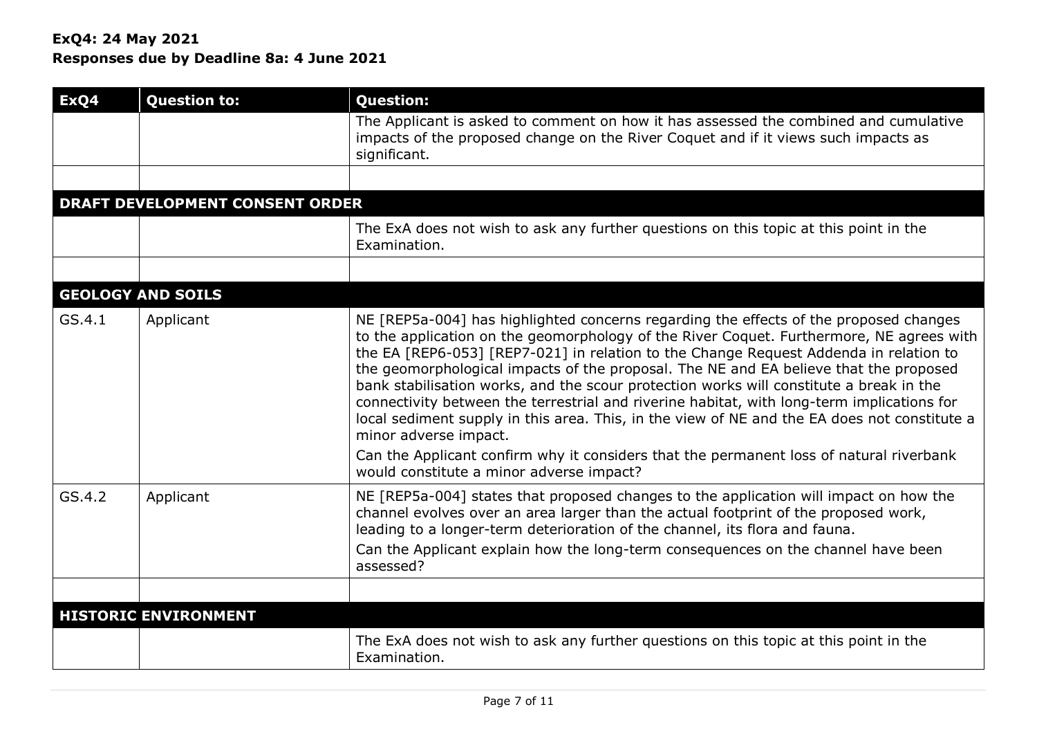**ExQ4: 24 May 2021**
**Responses due by Deadline 8a: 4 June 2021**

| ExQ4 | Question to: | Question: |
|---|---|---|
| | | The Applicant is asked to comment on how it has assessed the combined and cumulative impacts of the proposed change on the River Coquet and if it views such impacts as significant. |
| | | |
| **DRAFT DEVELOPMENT CONSENT ORDER** | | |
| | | The ExA does not wish to ask any further questions on this topic at this point in the Examination. |
| | | |
| **GEOLOGY AND SOILS** | | |
| GS.4.1 | Applicant | NE [REP5a-004] has highlighted concerns regarding the effects of the proposed changes to the application on the geomorphology of the River Coquet. Furthermore, NE agrees with the EA [REP6-053] [REP7-021] in relation to the Change Request Addenda in relation to the geomorphological impacts of the proposal. The NE and EA believe that the proposed bank stabilisation works, and the scour protection works will constitute a break in the connectivity between the terrestrial and riverine habitat, with long-term implications for local sediment supply in this area. This, in the view of NE and the EA does not constitute a minor adverse impact.<br>Can the Applicant confirm why it considers that the permanent loss of natural riverbank would constitute a minor adverse impact? |
| GS.4.2 | Applicant | NE [REP5a-004] states that proposed changes to the application will impact on how the channel evolves over an area larger than the actual footprint of the proposed work, leading to a longer-term deterioration of the channel, its flora and fauna.<br>Can the Applicant explain how the long-term consequences on the channel have been assessed? |
| | | |
| **HISTORIC ENVIRONMENT** | | |
| | | The ExA does not wish to ask any further questions on this topic at this point in the Examination. |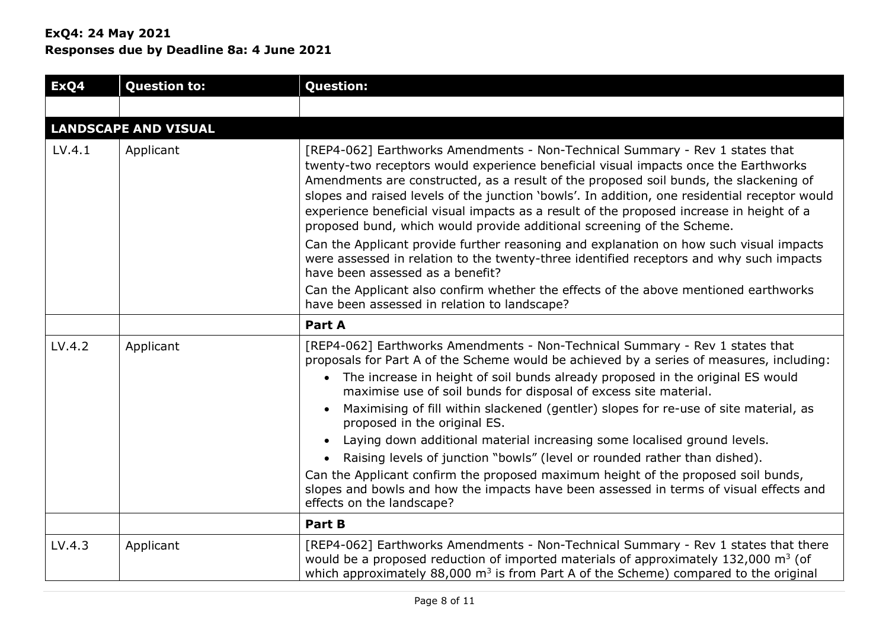**ExQ4: 24 May 2021**
**Responses due by Deadline 8a: 4 June 2021**

| ExQ4 | Question to: | Question: |
|---|---|---|
| | | |
| **LANDSCAPE AND VISUAL** | | |
| LV.4.1 | Applicant | [REP4-062] Earthworks Amendments - Non-Technical Summary - Rev 1 states that twenty-two receptors would experience beneficial visual impacts once the Earthworks Amendments are constructed, as a result of the proposed soil bunds, the slackening of slopes and raised levels of the junction 'bowls'. In addition, one residential receptor would experience beneficial visual impacts as a result of the proposed increase in height of a proposed bund, which would provide additional screening of the Scheme.<br><br>Can the Applicant provide further reasoning and explanation on how such visual impacts were assessed in relation to the twenty-three identified receptors and why such impacts have been assessed as a benefit?<br><br>Can the Applicant also confirm whether the effects of the above mentioned earthworks have been assessed in relation to landscape? |
| | | **Part A** |
| LV.4.2 | Applicant | [REP4-062] Earthworks Amendments - Non-Technical Summary - Rev 1 states that proposals for Part A of the Scheme would be achieved by a series of measures, including:<br>• The increase in height of soil bunds already proposed in the original ES would maximise use of soil bunds for disposal of excess site material.<br>• Maximising of fill within slackened (gentler) slopes for re-use of site material, as proposed in the original ES.<br>• Laying down additional material increasing some localised ground levels.<br>• Raising levels of junction "bowls" (level or rounded rather than dished).<br><br>Can the Applicant confirm the proposed maximum height of the proposed soil bunds, slopes and bowls and how the impacts have been assessed in terms of visual effects and effects on the landscape? |
| | | **Part B** |
| LV.4.3 | Applicant | [REP4-062] Earthworks Amendments - Non-Technical Summary - Rev 1 states that there would be a proposed reduction of imported materials of approximately 132,000 $m^3$ (of which approximately 88,000 $m^3$ is from Part A of the Scheme) compared to the original |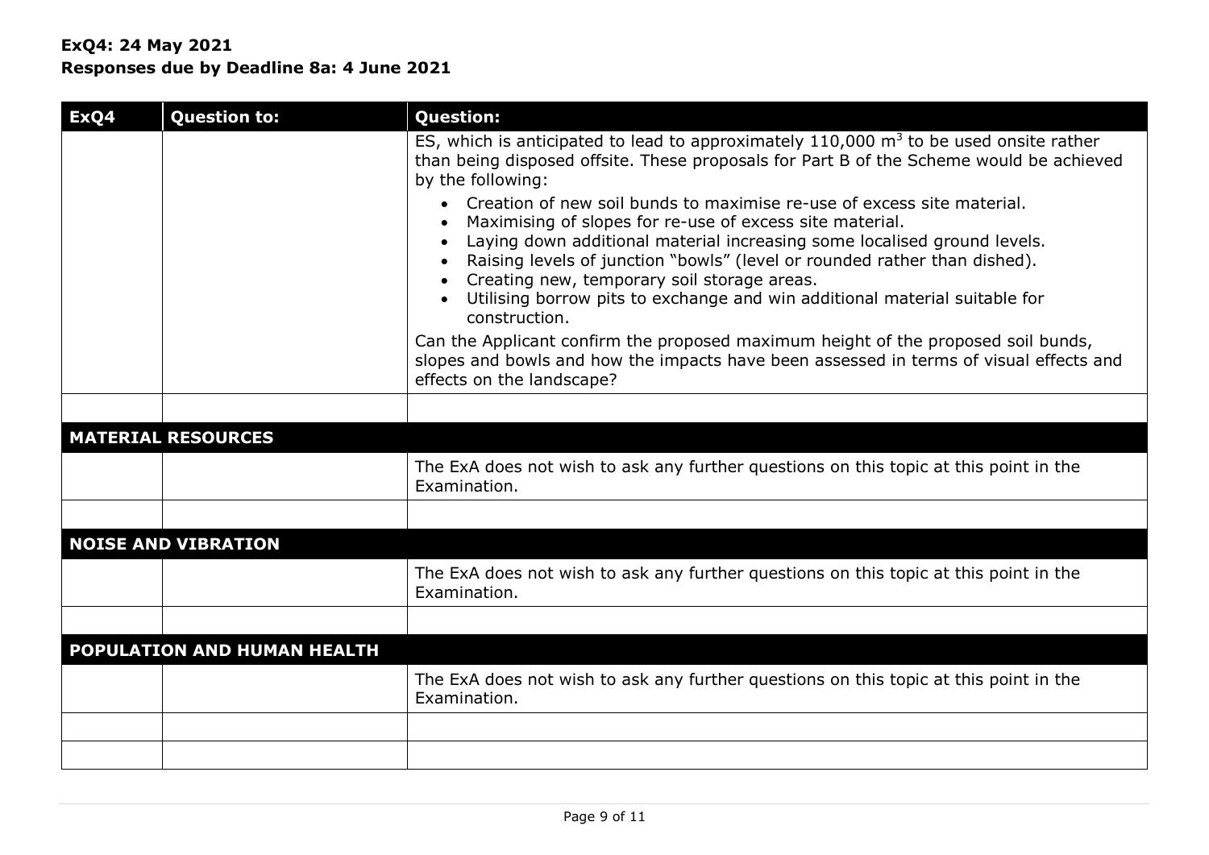**ExQ4: 24 May 2021**
**Responses due by Deadline 8a: 4 June 2021**

| ExQ4 | Question to: | Question: |
|---|---|---|
| | | ES, which is anticipated to lead to approximately 110,000 $m^3$ to be used onsite rather than being disposed offsite. These proposals for Part B of the Scheme would be achieved by the following:<br>• Creation of new soil bunds to maximise re-use of excess site material.<br>• Maximising of slopes for re-use of excess site material.<br>• Laying down additional material increasing some localised ground levels.<br>• Raising levels of junction "bowls" (level or rounded rather than dished).<br>• Creating new, temporary soil storage areas.<br>• Utilising borrow pits to exchange and win additional material suitable for construction.<br>Can the Applicant confirm the proposed maximum height of the proposed soil bunds, slopes and bowls and how the impacts have been assessed in terms of visual effects and effects on the landscape? |
| | | |
| **MATERIAL RESOURCES** | | |
| | | The ExA does not wish to ask any further questions on this topic at this point in the Examination. |
| | | |
| **NOISE AND VIBRATION** | | |
| | | The ExA does not wish to ask any further questions on this topic at this point in the Examination. |
| | | |
| **POPULATION AND HUMAN HEALTH** | | |
| | | The ExA does not wish to ask any further questions on this topic at this point in the Examination. |
| | | |
| | | |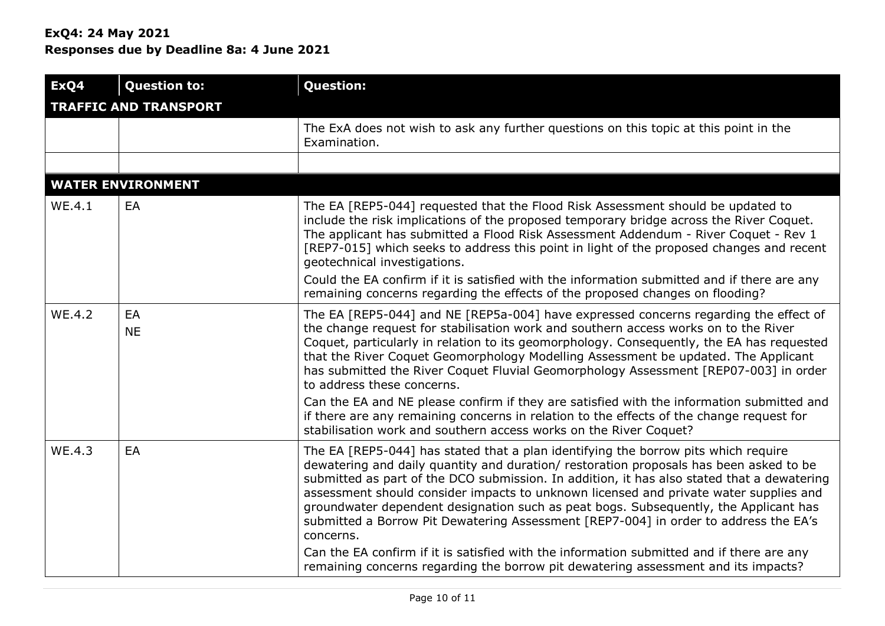**ExQ4: 24 May 2021**
**Responses due by Deadline 8a: 4 June 2021**

| ExQ4 | Question to: | Question: |
| --- | --- | --- |
| **TRAFFIC AND TRANSPORT** | | |
| | | The ExA does not wish to ask any further questions on this topic at this point in the Examination. |
| | | |
| **WATER ENVIRONMENT** | | |
| WE.4.1 | EA | The EA [REP5-044] requested that the Flood Risk Assessment should be updated to include the risk implications of the proposed temporary bridge across the River Coquet. The applicant has submitted a Flood Risk Assessment Addendum - River Coquet - Rev 1 [REP7-015] which seeks to address this point in light of the proposed changes and recent geotechnical investigations.<br><br>Could the EA confirm if it is satisfied with the information submitted and if there are any remaining concerns regarding the effects of the proposed changes on flooding? |
| WE.4.2 | EA<br>NE | The EA [REP5-044] and NE [REP5a-004] have expressed concerns regarding the effect of the change request for stabilisation work and southern access works on to the River Coquet, particularly in relation to its geomorphology. Consequently, the EA has requested that the River Coquet Geomorphology Modelling Assessment be updated. The Applicant has submitted the River Coquet Fluvial Geomorphology Assessment [REP07-003] in order to address these concerns.<br><br>Can the EA and NE please confirm if they are satisfied with the information submitted and if there are any remaining concerns in relation to the effects of the change request for stabilisation work and southern access works on the River Coquet? |
| WE.4.3 | EA | The EA [REP5-044] has stated that a plan identifying the borrow pits which require dewatering and daily quantity and duration/ restoration proposals has been asked to be submitted as part of the DCO submission. In addition, it has also stated that a dewatering assessment should consider impacts to unknown licensed and private water supplies and groundwater dependent designation such as peat bogs. Subsequently, the Applicant has submitted a Borrow Pit Dewatering Assessment [REP7-004] in order to address the EA's concerns.<br><br>Can the EA confirm if it is satisfied with the information submitted and if there are any remaining concerns regarding the borrow pit dewatering assessment and its impacts? |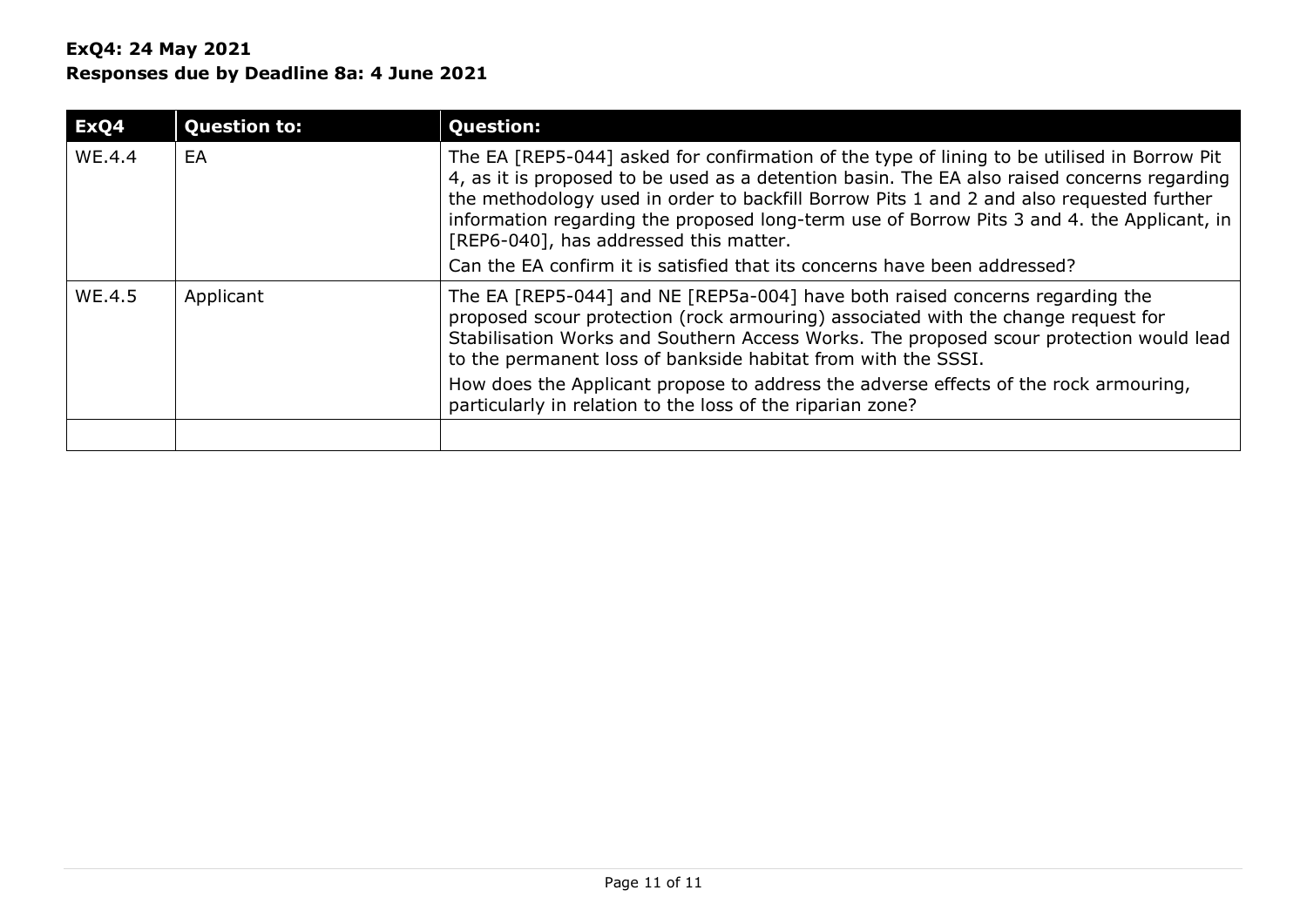**ExQ4: 24 May 2021**
**Responses due by Deadline 8a: 4 June 2021**

| ExQ4 | Question to: | Question: |
|---|---|---|
| WE.4.4 | EA | The EA [REP5-044] asked for confirmation of the type of lining to be utilised in Borrow Pit 4, as it is proposed to be used as a detention basin. The EA also raised concerns regarding the methodology used in order to backfill Borrow Pits 1 and 2 and also requested further information regarding the proposed long-term use of Borrow Pits 3 and 4. the Applicant, in [REP6-040], has addressed this matter.<br>Can the EA confirm it is satisfied that its concerns have been addressed? |
| WE.4.5 | Applicant | The EA [REP5-044] and NE [REP5a-004] have both raised concerns regarding the proposed scour protection (rock armouring) associated with the change request for Stabilisation Works and Southern Access Works. The proposed scour protection would lead to the permanent loss of bankside habitat from with the SSSI.<br>How does the Applicant propose to address the adverse effects of the rock armouring, particularly in relation to the loss of the riparian zone? |
| | | |